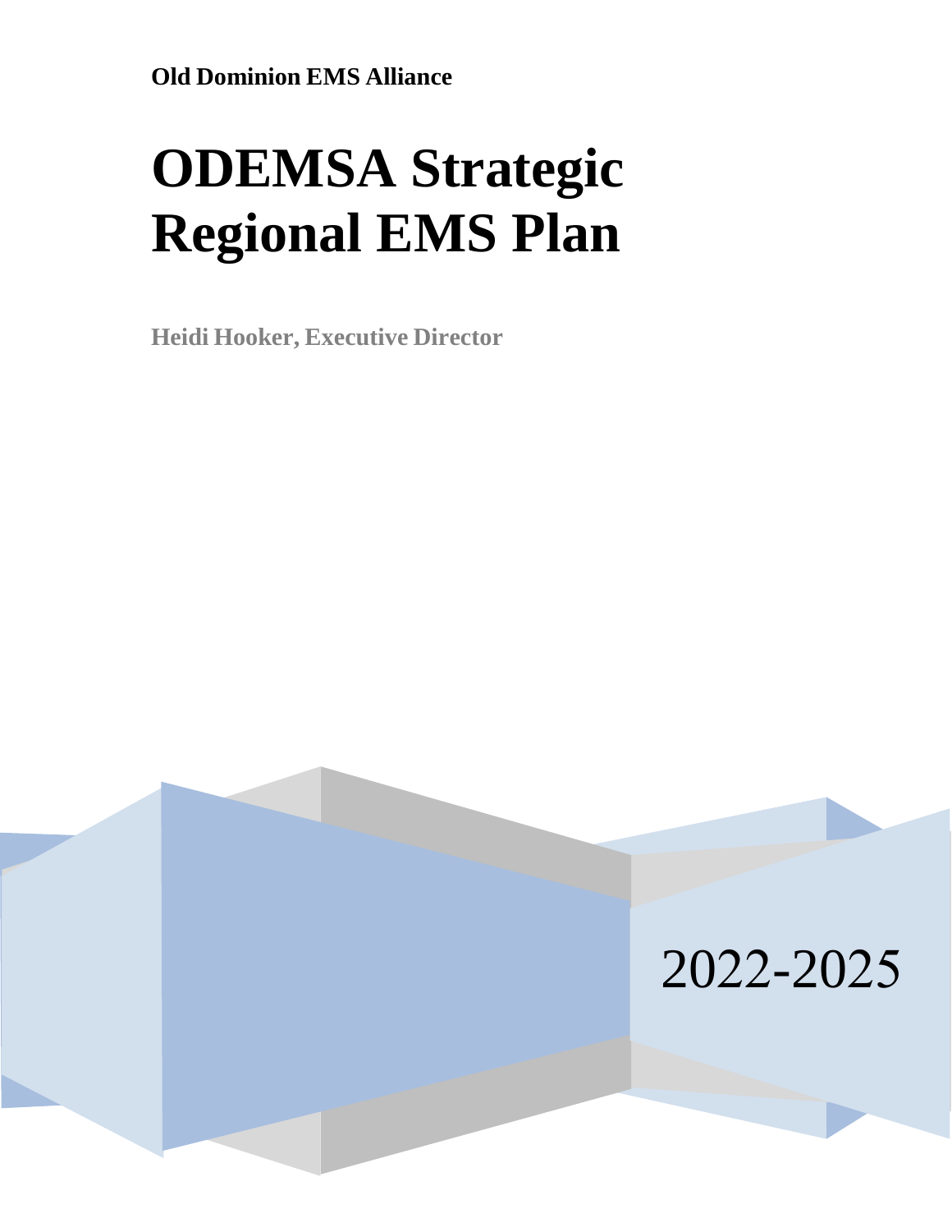**Old Dominion EMS Alliance**

# ODEMSA Strategic Regional EMS Plan

**Heidi Hooker, Executive Director**

2022-2025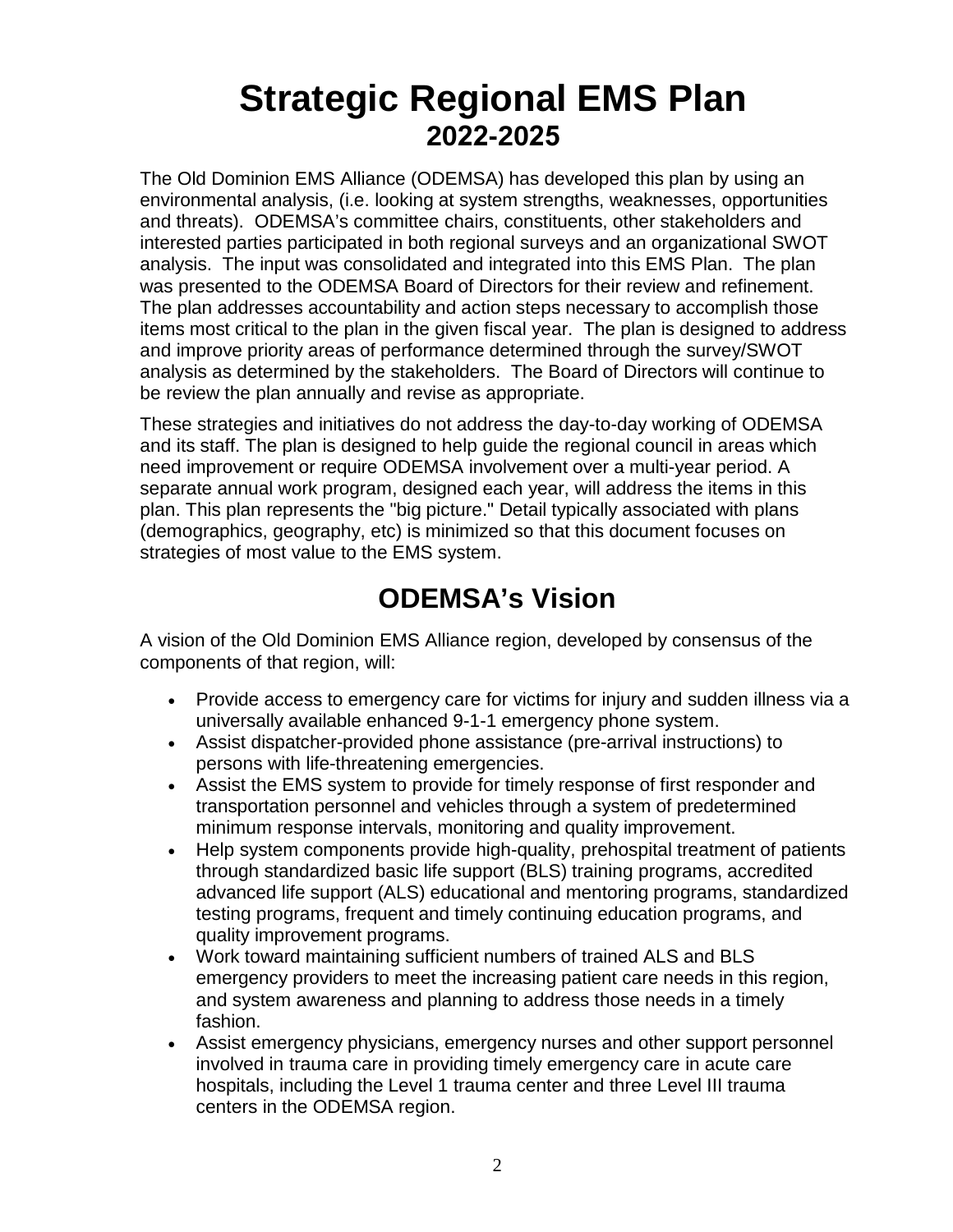# Strategic Regional EMS Plan

## 2022-2025

The Old Dominion EMS Alliance (ODEMSA) has developed this plan by using an environmental analysis, (i.e. looking at system strengths, weaknesses, opportunities and threats). ODEMSA's committee chairs, constituents, other stakeholders and interested parties participated in both regional surveys and an organizational SWOT analysis. The input was consolidated and integrated into this EMS Plan. The plan was presented to the ODEMSA Board of Directors for their review and refinement. The plan addresses accountability and action steps necessary to accomplish those items most critical to the plan in the given fiscal year. The plan is designed to address and improve priority areas of performance determined through the survey/SWOT analysis as determined by the stakeholders. The Board of Directors will continue to be review the plan annually and revise as appropriate.

These strategies and initiatives do not address the day-to-day working of ODEMSA and its staff. The plan is designed to help guide the regional council in areas which need improvement or require ODEMSA involvement over a multi-year period. A separate annual work program, designed each year, will address the items in this plan. This plan represents the "big picture." Detail typically associated with plans (demographics, geography, etc) is minimized so that this document focuses on strategies of most value to the EMS system.

## ODEMSA's Vision

A vision of the Old Dominion EMS Alliance region, developed by consensus of the components of that region, will:

- Provide access to emergency care for victims for injury and sudden illness via a universally available enhanced 9-1-1 emergency phone system.
- Assist dispatcher-provided phone assistance (pre-arrival instructions) to persons with life-threatening emergencies.
- Assist the EMS system to provide for timely response of first responder and transportation personnel and vehicles through a system of predetermined minimum response intervals, monitoring and quality improvement.
- Help system components provide high-quality, prehospital treatment of patients through standardized basic life support (BLS) training programs, accredited advanced life support (ALS) educational and mentoring programs, standardized testing programs, frequent and timely continuing education programs, and quality improvement programs.
- Work toward maintaining sufficient numbers of trained ALS and BLS emergency providers to meet the increasing patient care needs in this region, and system awareness and planning to address those needs in a timely fashion.
- Assist emergency physicians, emergency nurses and other support personnel involved in trauma care in providing timely emergency care in acute care hospitals, including the Level 1 trauma center and three Level III trauma centers in the ODEMSA region.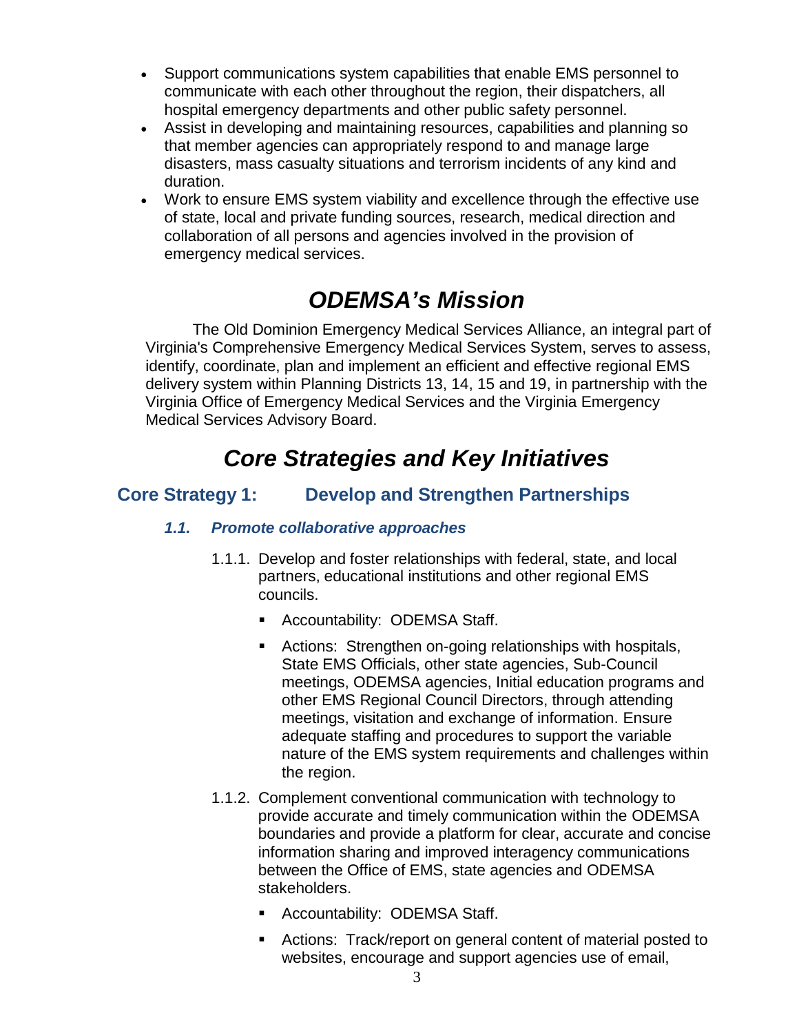- Support communications system capabilities that enable EMS personnel to communicate with each other throughout the region, their dispatchers, all hospital emergency departments and other public safety personnel.
- Assist in developing and maintaining resources, capabilities and planning so that member agencies can appropriately respond to and manage large disasters, mass casualty situations and terrorism incidents of any kind and duration.
- Work to ensure EMS system viability and excellence through the effective use of state, local and private funding sources, research, medical direction and collaboration of all persons and agencies involved in the provision of emergency medical services.

# *ODEMSA's Mission*

The Old Dominion Emergency Medical Services Alliance, an integral part of Virginia's Comprehensive Emergency Medical Services System, serves to assess, identify, coordinate, plan and implement an efficient and effective regional EMS delivery system within Planning Districts 13, 14, 15 and 19, in partnership with the Virginia Office of Emergency Medical Services and the Virginia Emergency Medical Services Advisory Board.

# *Core Strategies and Key Initiatives*

## Core Strategy 1: Develop and Strengthen Partnerships

### *1.1. Promote collaborative approaches*

1.1.1. Develop and foster relationships with federal, state, and local partners, educational institutions and other regional EMS councils.

- Accountability: ODEMSA Staff.
- Actions: Strengthen on-going relationships with hospitals, State EMS Officials, other state agencies, Sub-Council meetings, ODEMSA agencies, Initial education programs and other EMS Regional Council Directors, through attending meetings, visitation and exchange of information. Ensure adequate staffing and procedures to support the variable nature of the EMS system requirements and challenges within the region.

1.1.2. Complement conventional communication with technology to provide accurate and timely communication within the ODEMSA boundaries and provide a platform for clear, accurate and concise information sharing and improved interagency communications between the Office of EMS, state agencies and ODEMSA stakeholders.

- Accountability: ODEMSA Staff.
- Actions: Track/report on general content of material posted to websites, encourage and support agencies use of email,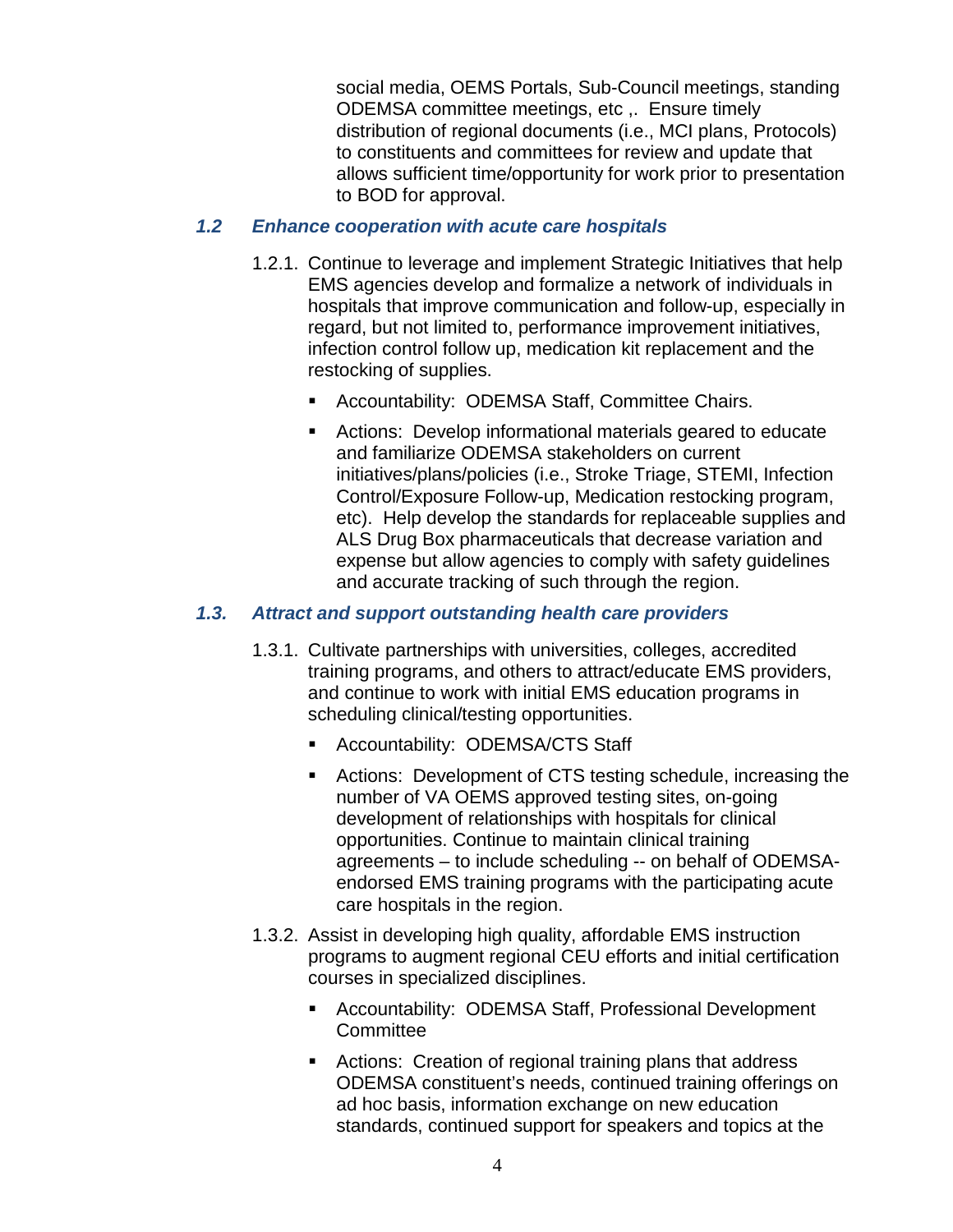social media, OEMS Portals, Sub-Council meetings, standing ODEMSA committee meetings, etc ,. Ensure timely distribution of regional documents (i.e., MCI plans, Protocols) to constituents and committees for review and update that allows sufficient time/opportunity for work prior to presentation to BOD for approval.

### *1.2 Enhance cooperation with acute care hospitals*

1.2.1. Continue to leverage and implement Strategic Initiatives that help EMS agencies develop and formalize a network of individuals in hospitals that improve communication and follow-up, especially in regard, but not limited to, performance improvement initiatives, infection control follow up, medication kit replacement and the restocking of supplies.

- Accountability: ODEMSA Staff, Committee Chairs.
- Actions: Develop informational materials geared to educate and familiarize ODEMSA stakeholders on current initiatives/plans/policies (i.e., Stroke Triage, STEMI, Infection Control/Exposure Follow-up, Medication restocking program, etc). Help develop the standards for replaceable supplies and ALS Drug Box pharmaceuticals that decrease variation and expense but allow agencies to comply with safety guidelines and accurate tracking of such through the region.

### *1.3. Attract and support outstanding health care providers*

1.3.1. Cultivate partnerships with universities, colleges, accredited training programs, and others to attract/educate EMS providers, and continue to work with initial EMS education programs in scheduling clinical/testing opportunities.

- Accountability: ODEMSA/CTS Staff
- Actions: Development of CTS testing schedule, increasing the number of VA OEMS approved testing sites, on-going development of relationships with hospitals for clinical opportunities. Continue to maintain clinical training agreements – to include scheduling -- on behalf of ODEMSA-endorsed EMS training programs with the participating acute care hospitals in the region.

1.3.2. Assist in developing high quality, affordable EMS instruction programs to augment regional CEU efforts and initial certification courses in specialized disciplines.

- Accountability: ODEMSA Staff, Professional Development Committee
- Actions: Creation of regional training plans that address ODEMSA constituent's needs, continued training offerings on ad hoc basis, information exchange on new education standards, continued support for speakers and topics at the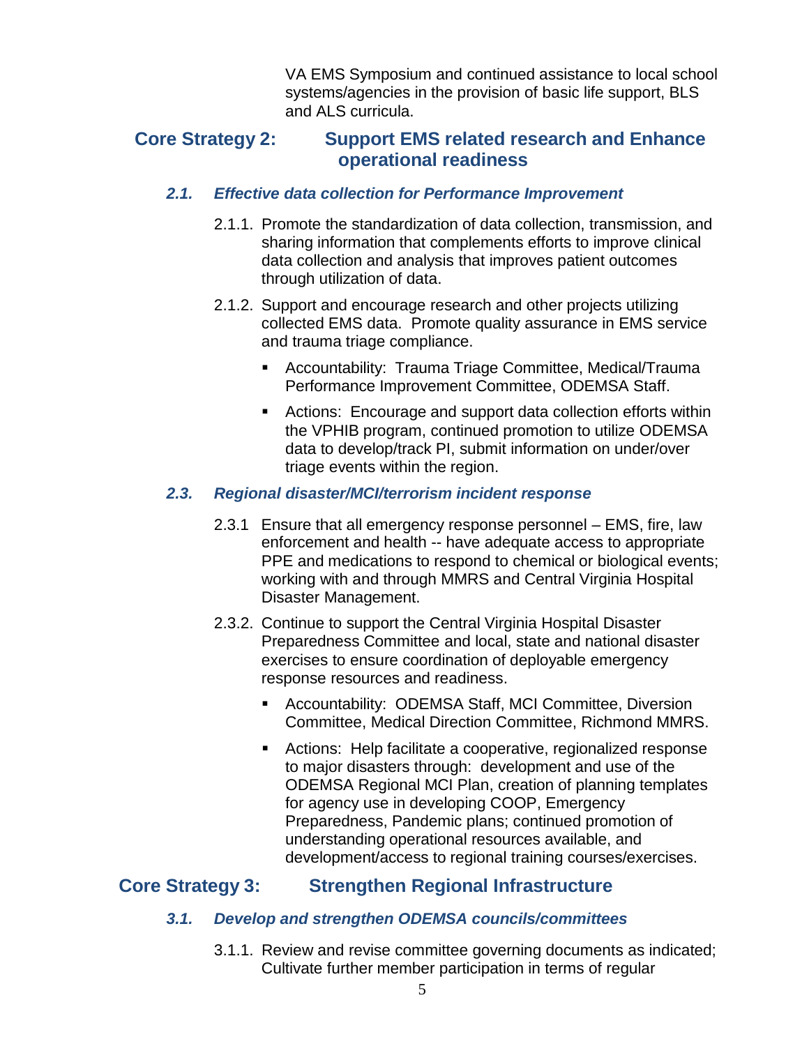VA EMS Symposium and continued assistance to local school systems/agencies in the provision of basic life support, BLS and ALS curricula.

## Core Strategy 2: Support EMS related research and Enhance operational readiness

### *2.1. Effective data collection for Performance Improvement*

2.1.1. Promote the standardization of data collection, transmission, and sharing information that complements efforts to improve clinical data collection and analysis that improves patient outcomes through utilization of data.

2.1.2. Support and encourage research and other projects utilizing collected EMS data. Promote quality assurance in EMS service and trauma triage compliance.

- Accountability: Trauma Triage Committee, Medical/Trauma Performance Improvement Committee, ODEMSA Staff.
- Actions: Encourage and support data collection efforts within the VPHIB program, continued promotion to utilize ODEMSA data to develop/track PI, submit information on under/over triage events within the region.

### *2.3. Regional disaster/MCI/terrorism incident response*

2.3.1 Ensure that all emergency response personnel – EMS, fire, law enforcement and health -- have adequate access to appropriate PPE and medications to respond to chemical or biological events; working with and through MMRS and Central Virginia Hospital Disaster Management.

2.3.2. Continue to support the Central Virginia Hospital Disaster Preparedness Committee and local, state and national disaster exercises to ensure coordination of deployable emergency response resources and readiness.

- Accountability: ODEMSA Staff, MCI Committee, Diversion Committee, Medical Direction Committee, Richmond MMRS.
- Actions: Help facilitate a cooperative, regionalized response to major disasters through: development and use of the ODEMSA Regional MCI Plan, creation of planning templates for agency use in developing COOP, Emergency Preparedness, Pandemic plans; continued promotion of understanding operational resources available, and development/access to regional training courses/exercises.

## Core Strategy 3: Strengthen Regional Infrastructure

### *3.1. Develop and strengthen ODEMSA councils/committees*

3.1.1. Review and revise committee governing documents as indicated; Cultivate further member participation in terms of regular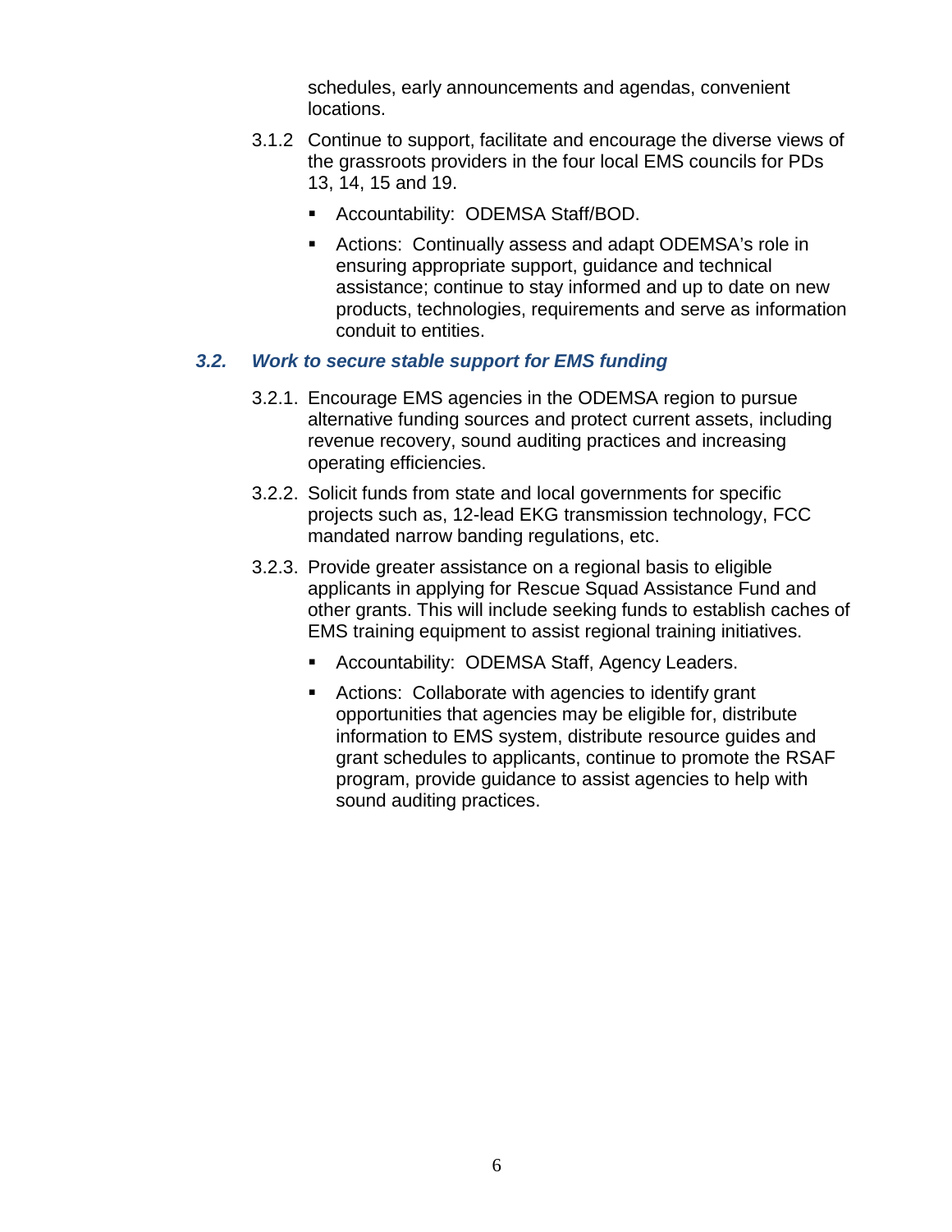schedules, early announcements and agendas, convenient locations.

3.1.2 Continue to support, facilitate and encourage the diverse views of the grassroots providers in the four local EMS councils for PDs 13, 14, 15 and 19.

- Accountability: ODEMSA Staff/BOD.
- Actions: Continually assess and adapt ODEMSA's role in ensuring appropriate support, guidance and technical assistance; continue to stay informed and up to date on new products, technologies, requirements and serve as information conduit to entities.

### *3.2. Work to secure stable support for EMS funding*

3.2.1. Encourage EMS agencies in the ODEMSA region to pursue alternative funding sources and protect current assets, including revenue recovery, sound auditing practices and increasing operating efficiencies.

3.2.2. Solicit funds from state and local governments for specific projects such as, 12-lead EKG transmission technology, FCC mandated narrow banding regulations, etc.

3.2.3. Provide greater assistance on a regional basis to eligible applicants in applying for Rescue Squad Assistance Fund and other grants. This will include seeking funds to establish caches of EMS training equipment to assist regional training initiatives.

- Accountability: ODEMSA Staff, Agency Leaders.
- Actions: Collaborate with agencies to identify grant opportunities that agencies may be eligible for, distribute information to EMS system, distribute resource guides and grant schedules to applicants, continue to promote the RSAF program, provide guidance to assist agencies to help with sound auditing practices.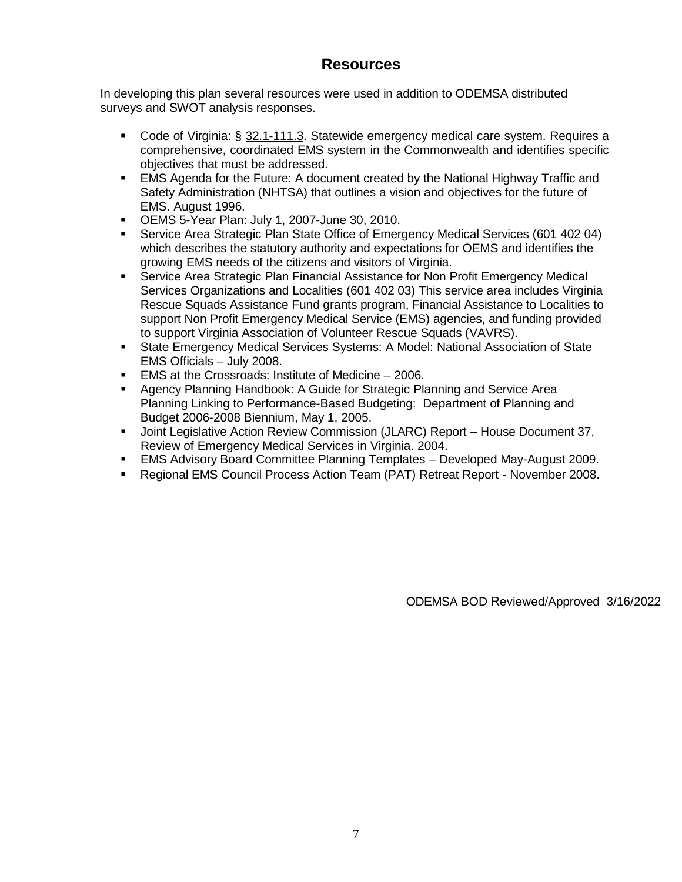## Resources

In developing this plan several resources were used in addition to ODEMSA distributed surveys and SWOT analysis responses.

- Code of Virginia: § 32.1-111.3. Statewide emergency medical care system. Requires a comprehensive, coordinated EMS system in the Commonwealth and identifies specific objectives that must be addressed.
- EMS Agenda for the Future: A document created by the National Highway Traffic and Safety Administration (NHTSA) that outlines a vision and objectives for the future of EMS. August 1996.
- OEMS 5-Year Plan: July 1, 2007-June 30, 2010.
- Service Area Strategic Plan State Office of Emergency Medical Services (601 402 04) which describes the statutory authority and expectations for OEMS and identifies the growing EMS needs of the citizens and visitors of Virginia.
- Service Area Strategic Plan Financial Assistance for Non Profit Emergency Medical Services Organizations and Localities (601 402 03) This service area includes Virginia Rescue Squads Assistance Fund grants program, Financial Assistance to Localities to support Non Profit Emergency Medical Service (EMS) agencies, and funding provided to support Virginia Association of Volunteer Rescue Squads (VAVRS).
- State Emergency Medical Services Systems: A Model: National Association of State EMS Officials – July 2008.
- EMS at the Crossroads: Institute of Medicine – 2006.
- Agency Planning Handbook: A Guide for Strategic Planning and Service Area Planning Linking to Performance-Based Budgeting: Department of Planning and Budget 2006-2008 Biennium, May 1, 2005.
- Joint Legislative Action Review Commission (JLARC) Report – House Document 37, Review of Emergency Medical Services in Virginia. 2004.
- EMS Advisory Board Committee Planning Templates – Developed May-August 2009.
- Regional EMS Council Process Action Team (PAT) Retreat Report - November 2008.

ODEMSA BOD Reviewed/Approved 3/16/2022